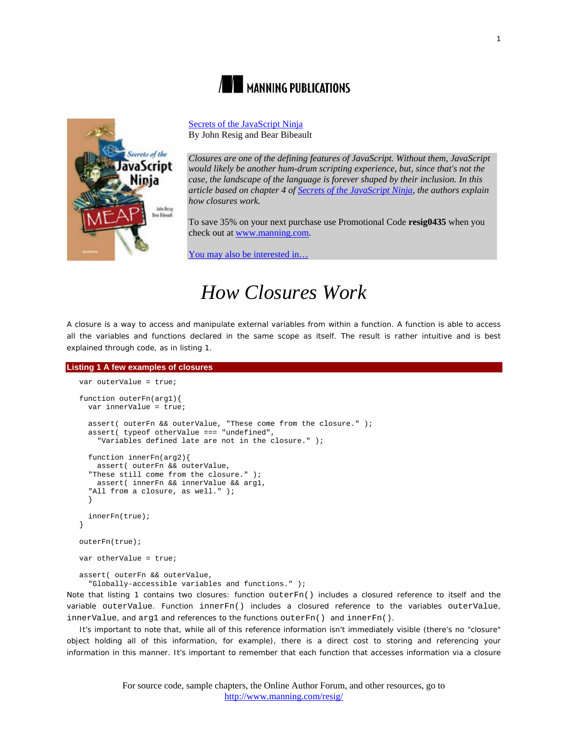MANNING PUBLICATIONS

Secrets of the JavaScript Ninja
By John Resig and Bear Bibeault

*Closures are one of the defining features of JavaScript. Without them, JavaScript would likely be another hum-drum scripting experience, but, since that's not the case, the landscape of the language is forever shaped by their inclusion. In this article based on chapter 4 of Secrets of the JavaScript Ninja, the authors explain how closures work.*

To save 35% on your next purchase use Promotional Code **resig0435** when you check out at www.manning.com.

You may also be interested in…

# *How Closures Work*

A closure is a way to access and manipulate external variables from within a function. A function is able to access all the variables and functions declared in the same scope as itself. The result is rather intuitive and is best explained through code, as in listing 1.

**Listing 1 A few examples of closures**

```
var outerValue = true;

function outerFn(arg1){
  var innerValue = true;

  assert( outerFn && outerValue, "These come from the closure." );
  assert( typeof otherValue === "undefined",
    "Variables defined late are not in the closure." );

  function innerFn(arg2){
    assert( outerFn && outerValue,
  "These still come from the closure." );
    assert( innerFn && innerValue && arg1,
  "All from a closure, as well." );
  }

  innerFn(true);
}

outerFn(true);

var otherValue = true;

assert( outerFn && outerValue,
  "Globally-accessible variables and functions." );
```

Note that listing 1 contains two closures: function `outerFn()` includes a closured reference to itself and the variable `outerValue`. Function `innerFn()` includes a closured reference to the variables `outerValue`, `innerValue`, and `arg1` and references to the functions `outerFn()` and `innerFn()`.

It's important to note that, while all of this reference information isn't immediately visible (there's no "closure" object holding all of this information, for example), there is a direct cost to storing and referencing your information in this manner. It's important to remember that each function that accesses information via a closure

For source code, sample chapters, the Online Author Forum, and other resources, go to http://www.manning.com/resig/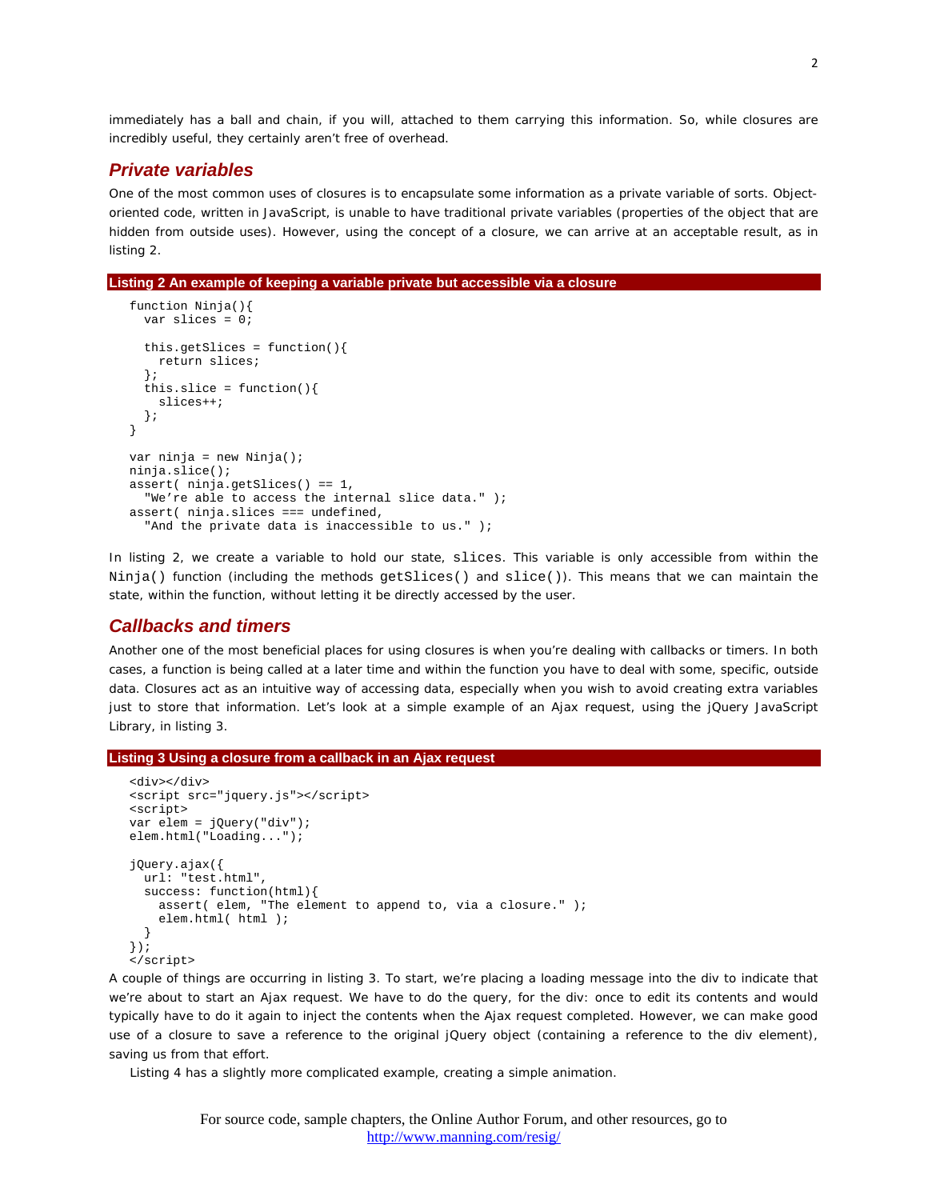immediately has a ball and chain, if you will, attached to them carrying this information. So, while closures are incredibly useful, they certainly aren't free of overhead.

## Private variables

One of the most common uses of closures is to encapsulate some information as a private variable of sorts. Object-oriented code, written in JavaScript, is unable to have traditional private variables (properties of the object that are hidden from outside uses). However, using the concept of a closure, we can arrive at an acceptable result, as in listing 2.

**Listing 2 An example of keeping a variable private but accessible via a closure**

```
function Ninja(){
  var slices = 0;

  this.getSlices = function(){
    return slices;
  };
  this.slice = function(){
    slices++;
  };
}

var ninja = new Ninja();
ninja.slice();
assert( ninja.getSlices() == 1,
  "We're able to access the internal slice data." );
assert( ninja.slices === undefined,
  "And the private data is inaccessible to us." );
```

In listing 2, we create a variable to hold our state, `slices`. This variable is only accessible from within the `Ninja()` function (including the methods `getSlices()` and `slice()`). This means that we can maintain the state, within the function, without letting it be directly accessed by the user.

## Callbacks and timers

Another one of the most beneficial places for using closures is when you're dealing with callbacks or timers. In both cases, a function is being called at a later time and within the function you have to deal with some, specific, outside data. Closures act as an intuitive way of accessing data, especially when you wish to avoid creating extra variables just to store that information. Let's look at a simple example of an Ajax request, using the jQuery JavaScript Library, in listing 3.

**Listing 3 Using a closure from a callback in an Ajax request**

```
<div></div>
<script src="jquery.js"></script>
<script>
var elem = jQuery("div");
elem.html("Loading...");

jQuery.ajax({
  url: "test.html",
  success: function(html){
    assert( elem, "The element to append to, via a closure." );
    elem.html( html );
  }
});
</script>
```

A couple of things are occurring in listing 3. To start, we're placing a loading message into the div to indicate that we're about to start an Ajax request. We have to do the query, for the div: once to edit its contents and would typically have to do it again to inject the contents when the Ajax request completed. However, we can make good use of a closure to save a reference to the original jQuery object (containing a reference to the div element), saving us from that effort.

Listing 4 has a slightly more complicated example, creating a simple animation.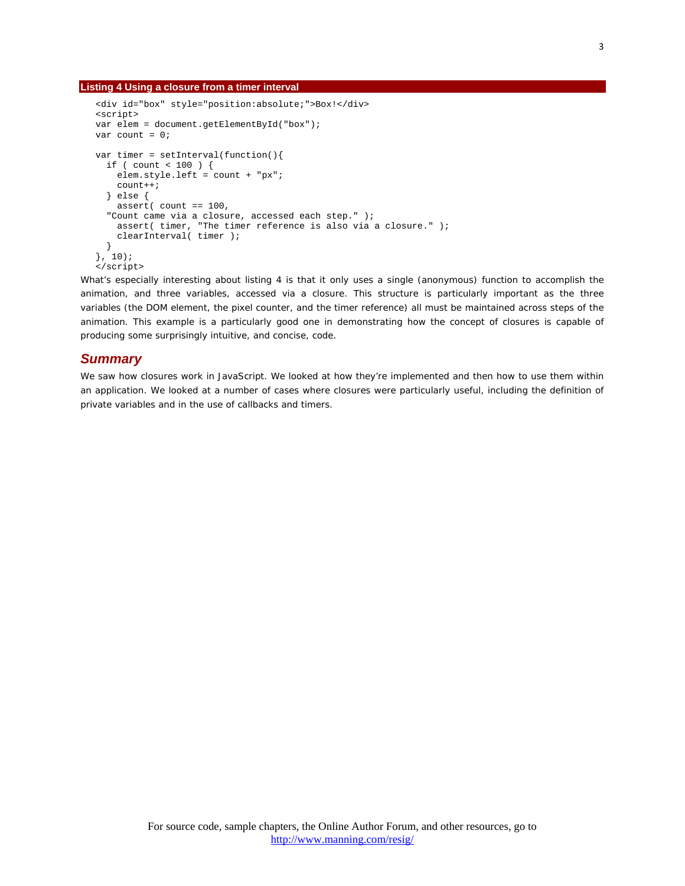**Listing 4 Using a closure from a timer interval**

```
<div id="box" style="position:absolute;">Box!</div>
<script>
var elem = document.getElementById("box");
var count = 0;

var timer = setInterval(function(){
  if ( count < 100 ) {
    elem.style.left = count + "px";
    count++;
  } else {
    assert( count == 100,
  "Count came via a closure, accessed each step." );
    assert( timer, "The timer reference is also via a closure." );
    clearInterval( timer );
  }
}, 10);
</script>
```

What's especially interesting about listing 4 is that it only uses a single (anonymous) function to accomplish the animation, and three variables, accessed via a closure. This structure is particularly important as the three variables (the DOM element, the pixel counter, and the timer reference) all must be maintained across steps of the animation. This example is a particularly good one in demonstrating how the concept of closures is capable of producing some surprisingly intuitive, and concise, code.

## Summary

We saw how closures work in JavaScript. We looked at how they're implemented and then how to use them within an application. We looked at a number of cases where closures were particularly useful, including the definition of private variables and in the use of callbacks and timers.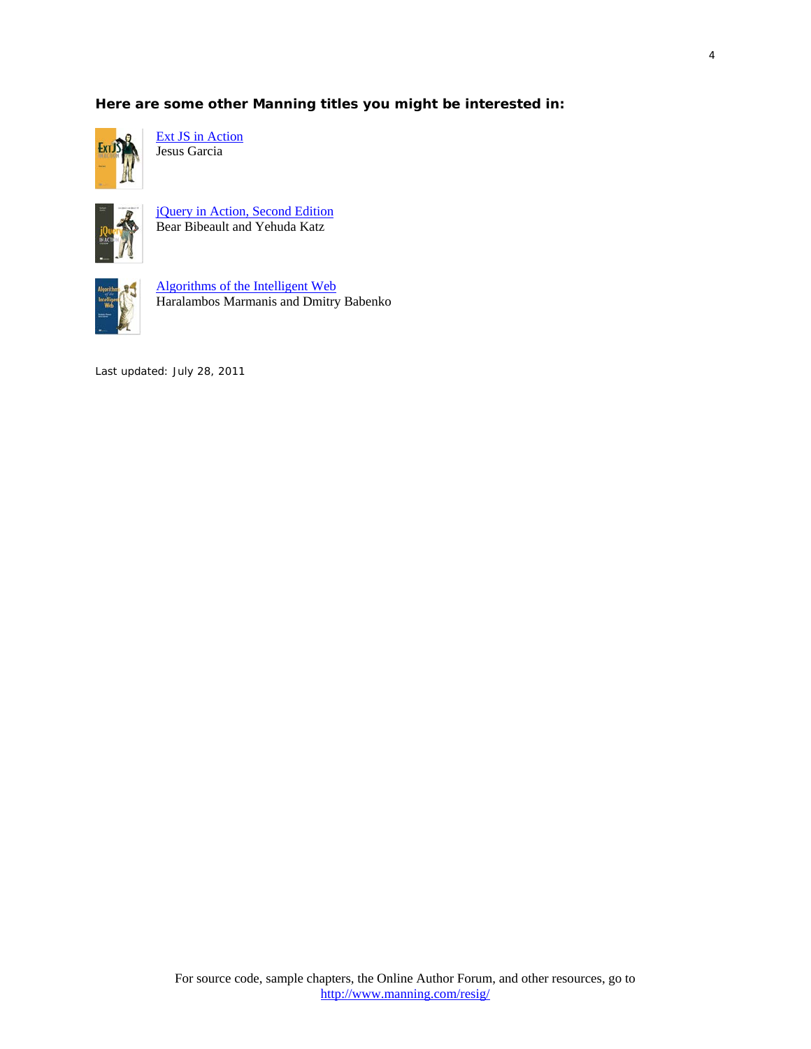**Here are some other Manning titles you might be interested in:**

[Ext JS in Action](#)
Jesus Garcia

[jQuery in Action, Second Edition](#)
Bear Bibeault and Yehuda Katz

[Algorithms of the Intelligent Web](#)
Haralambos Marmanis and Dmitry Babenko

Last updated: July 28, 2011

For source code, sample chapters, the Online Author Forum, and other resources, go to
http://www.manning.com/resig/